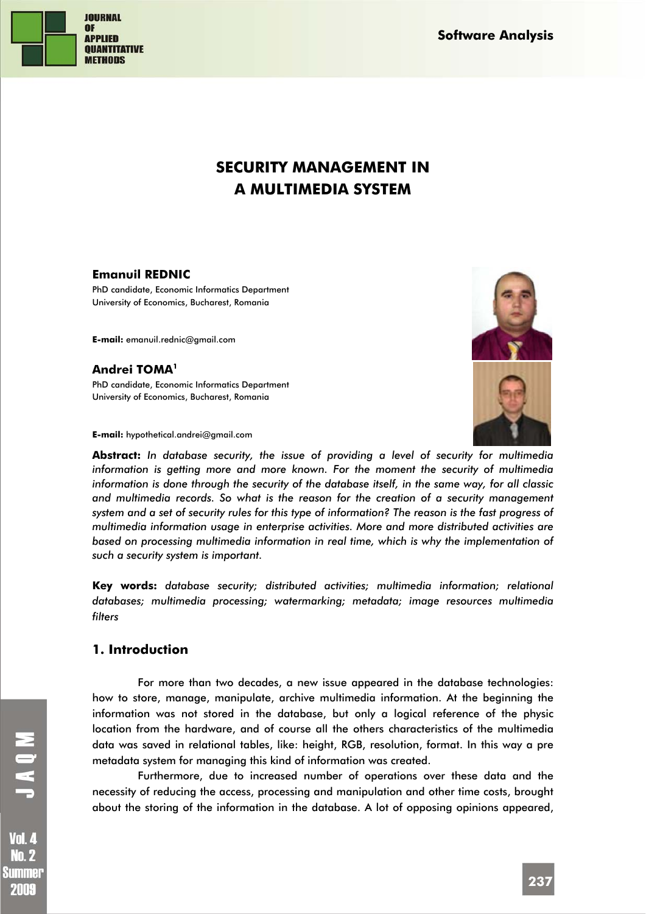# SECURITY MANAGEMENT IN A MULTIMEDIA SYSTEM

**Emanuil REDNIC**
PhD candidate, Economic Informatics Department
University of Economics, Bucharest, Romania

**E-mail:** emanuil.rednic@gmail.com

**Andrei TOMA**[1]
PhD candidate, Economic Informatics Department
University of Economics, Bucharest, Romania

**E-mail:** hypothetical.andrei@gmail.com

**Abstract:** *In database security, the issue of providing a level of security for multimedia information is getting more and more known. For the moment the security of multimedia information is done through the security of the database itself, in the same way, for all classic and multimedia records. So what is the reason for the creation of a security management system and a set of security rules for this type of information? The reason is the fast progress of multimedia information usage in enterprise activities. More and more distributed activities are based on processing multimedia information in real time, which is why the implementation of such a security system is important.*

**Key words:** *database security; distributed activities; multimedia information; relational databases; multimedia processing; watermarking; metadata; image resources multimedia filters*

## 1. Introduction

For more than two decades, a new issue appeared in the database technologies: how to store, manage, manipulate, archive multimedia information. At the beginning the information was not stored in the database, but only a logical reference of the physic location from the hardware, and of course all the others characteristics of the multimedia data was saved in relational tables, like: height, RGB, resolution, format. In this way a pre metadata system for managing this kind of information was created.

Furthermore, due to increased number of operations over these data and the necessity of reducing the access, processing and manipulation and other time costs, brought about the storing of the information in the database. A lot of opposing opinions appeared,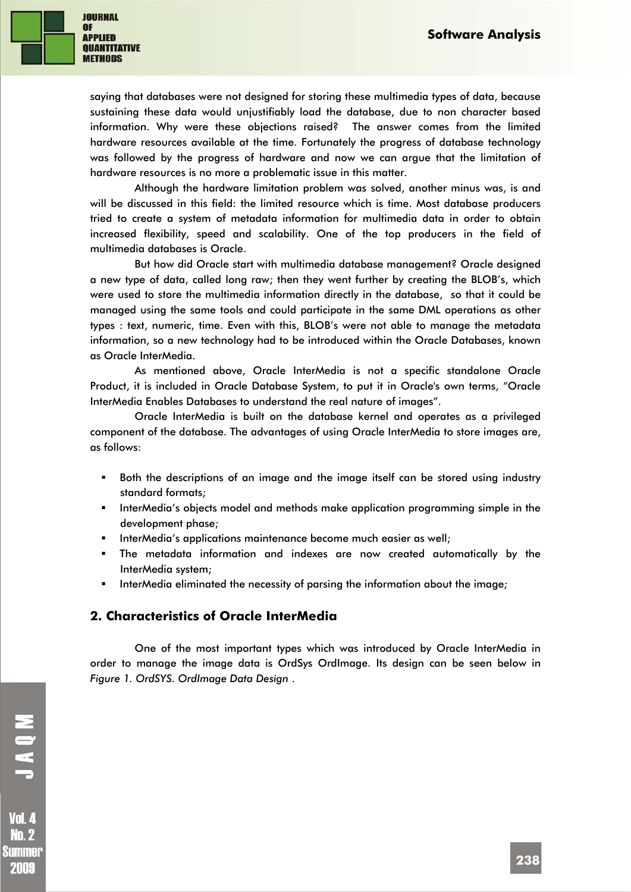saying that databases were not designed for storing these multimedia types of data, because sustaining these data would unjustifiably load the database, due to non character based information. Why were these objections raised? The answer comes from the limited hardware resources available at the time. Fortunately the progress of database technology was followed by the progress of hardware and now we can argue that the limitation of hardware resources is no more a problematic issue in this matter.

Although the hardware limitation problem was solved, another minus was, is and will be discussed in this field: the limited resource which is time. Most database producers tried to create a system of metadata information for multimedia data in order to obtain increased flexibility, speed and scalability. One of the top producers in the field of multimedia databases is Oracle.

But how did Oracle start with multimedia database management? Oracle designed a new type of data, called long raw; then they went further by creating the BLOB's, which were used to store the multimedia information directly in the database, so that it could be managed using the same tools and could participate in the same DML operations as other types : text, numeric, time. Even with this, BLOB's were not able to manage the metadata information, so a new technology had to be introduced within the Oracle Databases, known as Oracle InterMedia.

As mentioned above, Oracle InterMedia is not a specific standalone Oracle Product, it is included in Oracle Database System, to put it in Oracle's own terms, "Oracle InterMedia Enables Databases to understand the real nature of images".

Oracle InterMedia is built on the database kernel and operates as a privileged component of the database. The advantages of using Oracle InterMedia to store images are, as follows:

- Both the descriptions of an image and the image itself can be stored using industry standard formats;
- InterMedia's objects model and methods make application programming simple in the development phase;
- InterMedia's applications maintenance become much easier as well;
- The metadata information and indexes are now created automatically by the InterMedia system;
- InterMedia eliminated the necessity of parsing the information about the image;

## 2. Characteristics of Oracle InterMedia

One of the most important types which was introduced by Oracle InterMedia in order to manage the image data is OrdSys OrdImage. Its design can be seen below in *Figure 1. OrdSYS. OrdImage Data Design* .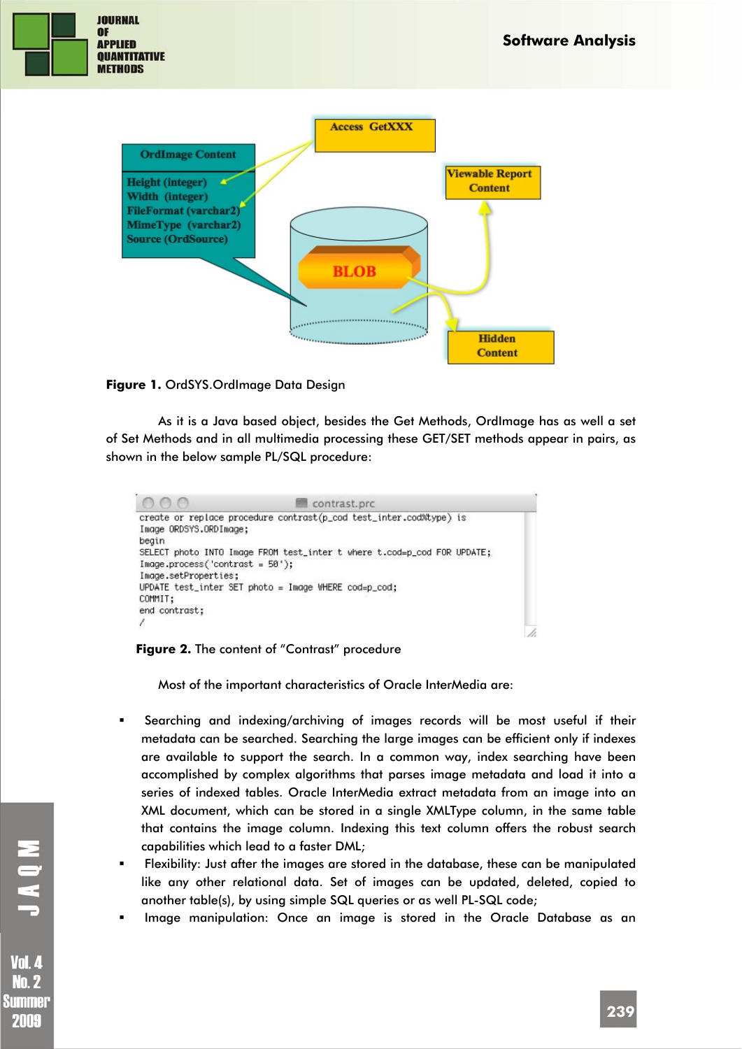Figure 1. OrdSYS.OrdImage Data Design

As it is a Java based object, besides the Get Methods, OrdImage has as well a set of Set Methods and in all multimedia processing these GET/SET methods appear in pairs, as shown in the below sample PL/SQL procedure:

```
create or replace procedure contrast(p_cod test_inter.cod%type) is
Image ORDSYS.ORDImage;
begin
SELECT photo INTO Image FROM test_inter t where t.cod=p_cod FOR UPDATE;
Image.process('contrast = 50');
Image.setProperties;
UPDATE test_inter SET photo = Image WHERE cod=p_cod;
COMMIT;
end contrast;
/
```

**Figure 2.** The content of "Contrast" procedure

Most of the important characteristics of Oracle InterMedia are:

- Searching and indexing/archiving of images records will be most useful if their metadata can be searched. Searching the large images can be efficient only if indexes are available to support the search. In a common way, index searching have been accomplished by complex algorithms that parses image metadata and load it into a series of indexed tables. Oracle InterMedia extract metadata from an image into an XML document, which can be stored in a single XMLType column, in the same table that contains the image column. Indexing this text column offers the robust search capabilities which lead to a faster DML;
- Flexibility: Just after the images are stored in the database, these can be manipulated like any other relational data. Set of images can be updated, deleted, copied to another table(s), by using simple SQL queries or as well PL-SQL code;
- Image manipulation: Once an image is stored in the Oracle Database as an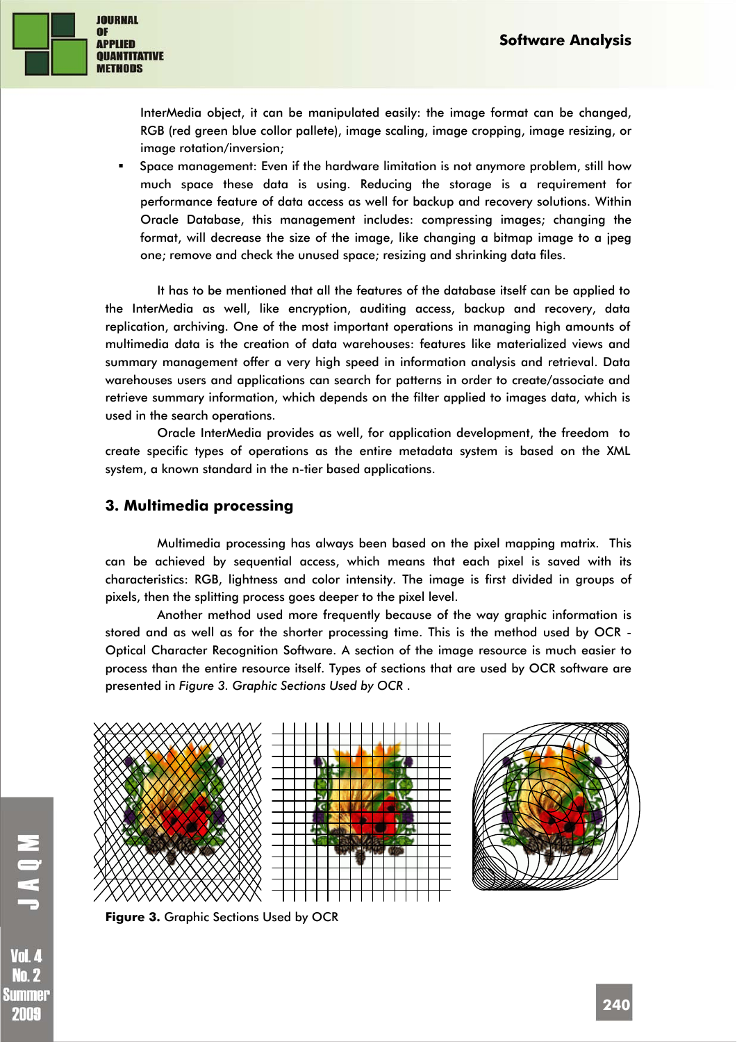InterMedia object, it can be manipulated easily: the image format can be changed, RGB (red green blue collor pallete), image scaling, image cropping, image resizing, or image rotation/inversion;

- Space management: Even if the hardware limitation is not anymore problem, still how much space these data is using. Reducing the storage is a requirement for performance feature of data access as well for backup and recovery solutions. Within Oracle Database, this management includes: compressing images; changing the format, will decrease the size of the image, like changing a bitmap image to a jpeg one; remove and check the unused space; resizing and shrinking data files.

It has to be mentioned that all the features of the database itself can be applied to the InterMedia as well, like encryption, auditing access, backup and recovery, data replication, archiving. One of the most important operations in managing high amounts of multimedia data is the creation of data warehouses: features like materialized views and summary management offer a very high speed in information analysis and retrieval. Data warehouses users and applications can search for patterns in order to create/associate and retrieve summary information, which depends on the filter applied to images data, which is used in the search operations.

Oracle InterMedia provides as well, for application development, the freedom to create specific types of operations as the entire metadata system is based on the XML system, a known standard in the n-tier based applications.

## 3. Multimedia processing

Multimedia processing has always been based on the pixel mapping matrix. This can be achieved by sequential access, which means that each pixel is saved with its characteristics: RGB, lightness and color intensity. The image is first divided in groups of pixels, then the splitting process goes deeper to the pixel level.

Another method used more frequently because of the way graphic information is stored and as well as for the shorter processing time. This is the method used by OCR - Optical Character Recognition Software. A section of the image resource is much easier to process than the entire resource itself. Types of sections that are used by OCR software are presented in *Figure 3. Graphic Sections Used by OCR* .

**Figure 3.** Graphic Sections Used by OCR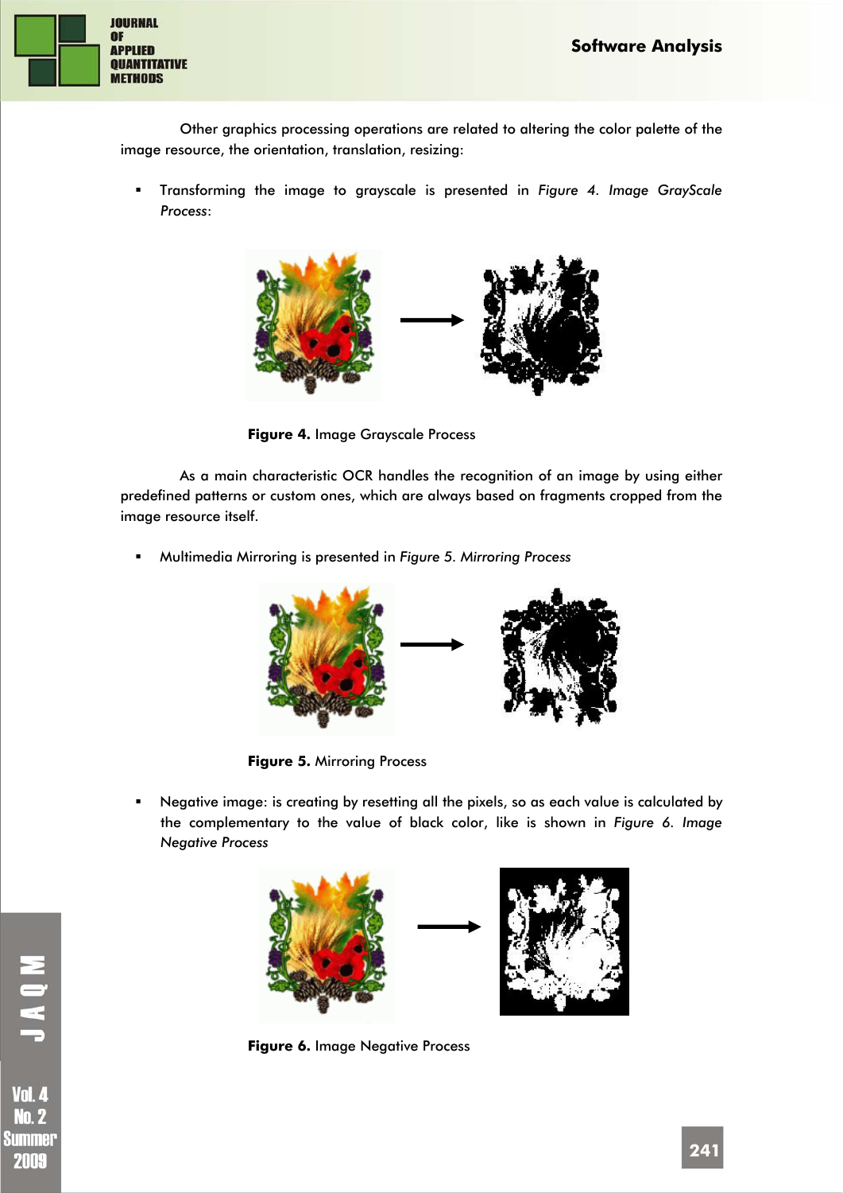Other graphics processing operations are related to altering the color palette of the image resource, the orientation, translation, resizing:

- Transforming the image to grayscale is presented in *Figure 4. Image GrayScale Process*:

**Figure 4.** Image Grayscale Process

As a main characteristic OCR handles the recognition of an image by using either predefined patterns or custom ones, which are always based on fragments cropped from the image resource itself.

- Multimedia Mirroring is presented in *Figure 5. Mirroring Process*

**Figure 5.** Mirroring Process

- Negative image: is creating by resetting all the pixels, so as each value is calculated by the complementary to the value of black color, like is shown in *Figure 6. Image Negative Process*

**Figure 6.** Image Negative Process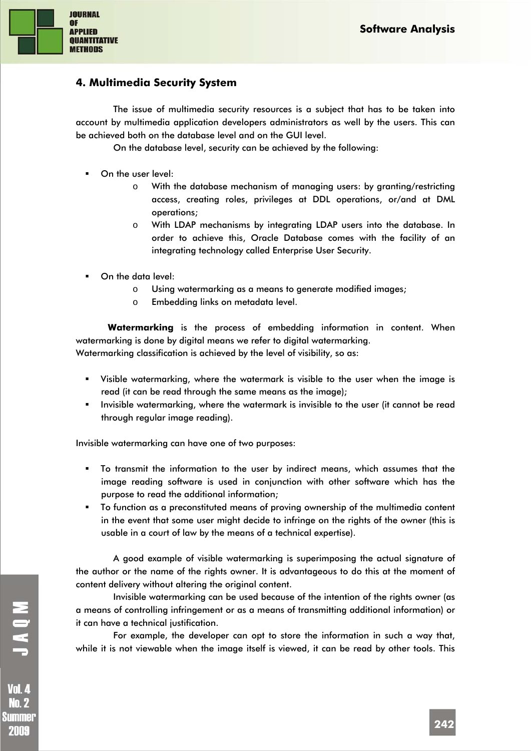## 4. Multimedia Security System

The issue of multimedia security resources is a subject that has to be taken into account by multimedia application developers administrators as well by the users. This can be achieved both on the database level and on the GUI level.

On the database level, security can be achieved by the following:

- On the user level:
  - With the database mechanism of managing users: by granting/restricting access, creating roles, privileges at DDL operations, or/and at DML operations;
  - With LDAP mechanisms by integrating LDAP users into the database. In order to achieve this, Oracle Database comes with the facility of an integrating technology called Enterprise User Security.

- On the data level:
  - Using watermarking as a means to generate modified images;
  - Embedding links on metadata level.

**Watermarking** is the process of embedding information in content. When watermarking is done by digital means we refer to digital watermarking.
Watermarking classification is achieved by the level of visibility, so as:

- Visible watermarking, where the watermark is visible to the user when the image is read (it can be read through the same means as the image);
- Invisible watermarking, where the watermark is invisible to the user (it cannot be read through regular image reading).

Invisible watermarking can have one of two purposes:

- To transmit the information to the user by indirect means, which assumes that the image reading software is used in conjunction with other software which has the purpose to read the additional information;
- To function as a preconstituted means of proving ownership of the multimedia content in the event that some user might decide to infringe on the rights of the owner (this is usable in a court of law by the means of a technical expertise).

A good example of visible watermarking is superimposing the actual signature of the author or the name of the rights owner. It is advantageous to do this at the moment of content delivery without altering the original content.

Invisible watermarking can be used because of the intention of the rights owner (as a means of controlling infringement or as a means of transmitting additional information) or it can have a technical justification.

For example, the developer can opt to store the information in such a way that, while it is not viewable when the image itself is viewed, it can be read by other tools. This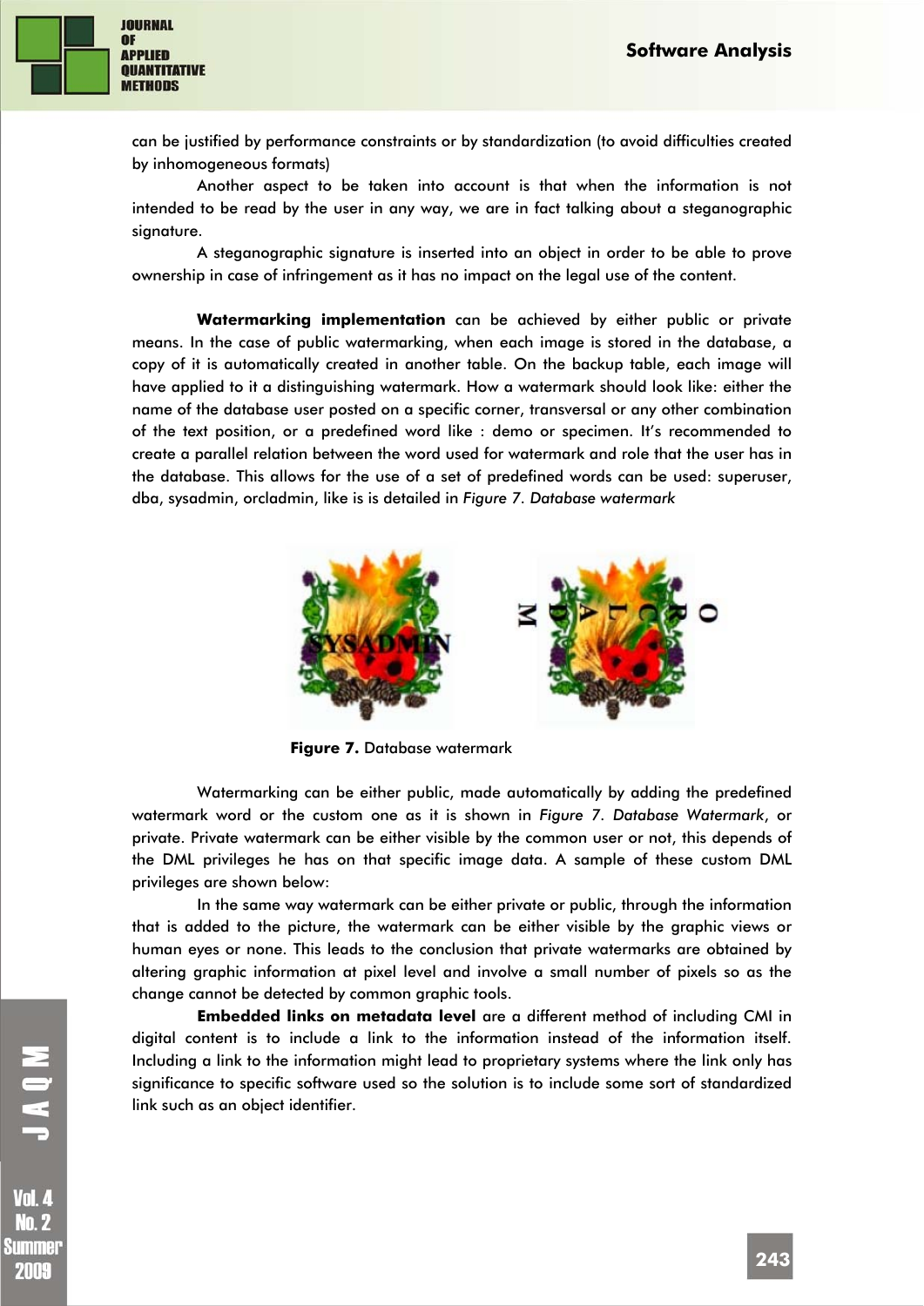can be justified by performance constraints or by standardization (to avoid difficulties created by inhomogeneous formats)

Another aspect to be taken into account is that when the information is not intended to be read by the user in any way, we are in fact talking about a steganographic signature.

A steganographic signature is inserted into an object in order to be able to prove ownership in case of infringement as it has no impact on the legal use of the content.

**Watermarking implementation** can be achieved by either public or private means. In the case of public watermarking, when each image is stored in the database, a copy of it is automatically created in another table. On the backup table, each image will have applied to it a distinguishing watermark. How a watermark should look like: either the name of the database user posted on a specific corner, transversal or any other combination of the text position, or a predefined word like : demo or specimen. It's recommended to create a parallel relation between the word used for watermark and role that the user has in the database. This allows for the use of a set of predefined words can be used: superuser, dba, sysadmin, orcladmin, like is is detailed in *Figure 7. Database watermark*

**Figure 7.** Database watermark

Watermarking can be either public, made automatically by adding the predefined watermark word or the custom one as it is shown in *Figure 7. Database Watermark*, or private. Private watermark can be either visible by the common user or not, this depends of the DML privileges he has on that specific image data. A sample of these custom DML privileges are shown below:

In the same way watermark can be either private or public, through the information that is added to the picture, the watermark can be either visible by the graphic views or human eyes or none. This leads to the conclusion that private watermarks are obtained by altering graphic information at pixel level and involve a small number of pixels so as the change cannot be detected by common graphic tools.

**Embedded links on metadata level** are a different method of including CMI in digital content is to include a link to the information instead of the information itself. Including a link to the information might lead to proprietary systems where the link only has significance to specific software used so the solution is to include some sort of standardized link such as an object identifier.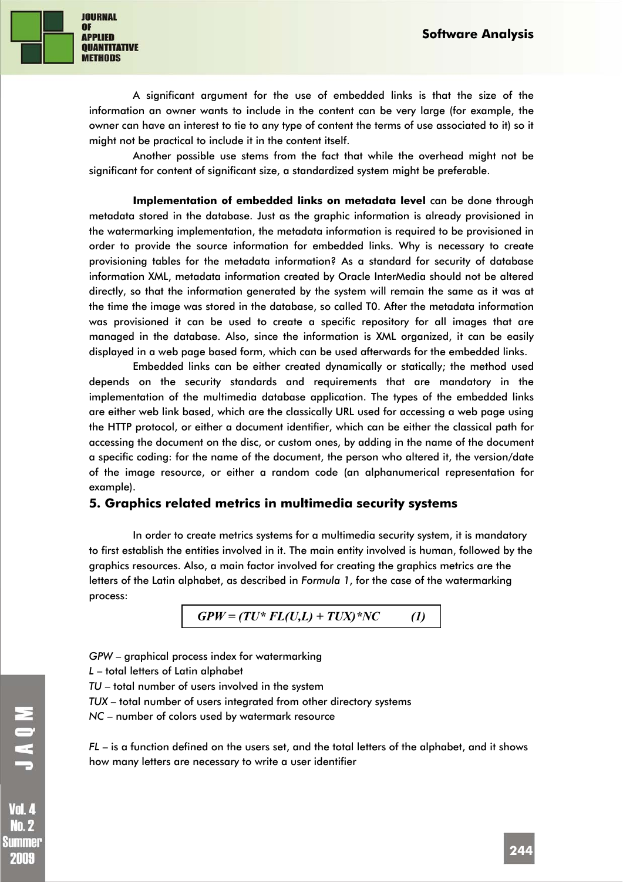A significant argument for the use of embedded links is that the size of the information an owner wants to include in the content can be very large (for example, the owner can have an interest to tie to any type of content the terms of use associated to it) so it might not be practical to include it in the content itself.

Another possible use stems from the fact that while the overhead might not be significant for content of significant size, a standardized system might be preferable.

**Implementation of embedded links on metadata level** can be done through metadata stored in the database. Just as the graphic information is already provisioned in the watermarking implementation, the metadata information is required to be provisioned in order to provide the source information for embedded links. Why is necessary to create provisioning tables for the metadata information? As a standard for security of database information XML, metadata information created by Oracle InterMedia should not be altered directly, so that the information generated by the system will remain the same as it was at the time the image was stored in the database, so called T0. After the metadata information was provisioned it can be used to create a specific repository for all images that are managed in the database. Also, since the information is XML organized, it can be easily displayed in a web page based form, which can be used afterwards for the embedded links.

Embedded links can be either created dynamically or statically; the method used depends on the security standards and requirements that are mandatory in the implementation of the multimedia database application. The types of the embedded links are either web link based, which are the classically URL used for accessing a web page using the HTTP protocol, or either a document identifier, which can be either the classical path for accessing the document on the disc, or custom ones, by adding in the name of the document a specific coding: for the name of the document, the person who altered it, the version/date of the image resource, or either a random code (an alphanumerical representation for example).

## 5. Graphics related metrics in multimedia security systems

In order to create metrics systems for a multimedia security system, it is mandatory to first establish the entities involved in it. The main entity involved is human, followed by the graphics resources. Also, a main factor involved for creating the graphics metrics are the letters of the Latin alphabet, as described in *Formula 1*, for the case of the watermarking process:

$$GPW = (TU * FL(U,L) + TUX) * NC \qquad (1)$$

*GPW* – graphical process index for watermarking
*L* – total letters of Latin alphabet
*TU* – total number of users involved in the system
*TUX* – total number of users integrated from other directory systems
*NC* – number of colors used by watermark resource

*FL* – is a function defined on the users set, and the total letters of the alphabet, and it shows how many letters are necessary to write a user identifier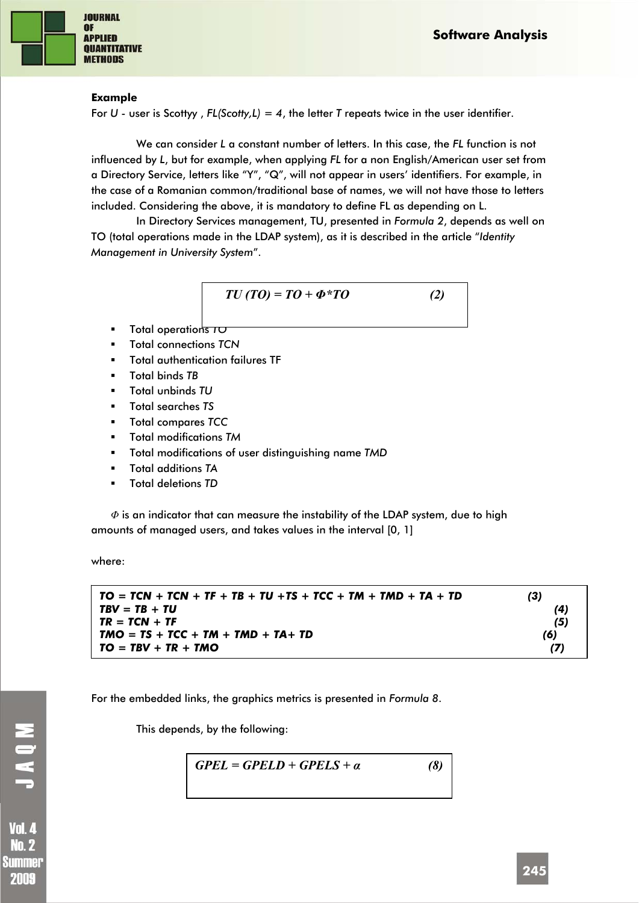**Example**

For *U* - user is Scottyy , *FL(Scotty,L) = 4*, the letter *T* repeats twice in the user identifier.

We can consider *L* a constant number of letters. In this case, the *FL* function is not influenced by *L*, but for example, when applying *FL* for a non English/American user set from a Directory Service, letters like "Y", "Q", will not appear in users' identifiers. For example, in the case of a Romanian common/traditional base of names, we will not have those to letters included. Considering the above, it is mandatory to define FL as depending on L.

In Directory Services management, TU, presented in *Formula 2*, depends as well on TO (total operations made in the LDAP system), as it is described in the article "*Identity Management in University System*".

$$TU(TO) = TO + \Phi * TO \qquad (2)$$

- Total operations *TO*
- Total connections *TCN*
- Total authentication failures TF
- Total binds *TB*
- Total unbinds *TU*
- Total searches *TS*
- Total compares *TCC*
- Total modifications *TM*
- Total modifications of user distinguishing name *TMD*
- Total additions *TA*
- Total deletions *TD*

$\Phi$ is an indicator that can measure the instability of the LDAP system, due to high amounts of managed users, and takes values in the interval [0, 1]

where:

$$TO = TCN + TCN + TF + TB + TU + TS + TCC + TM + TMD + TA + TD \qquad (3)$$
$$TBV = TB + TU \qquad (4)$$
$$TR = TCN + TF \qquad (5)$$
$$TMO = TS + TCC + TM + TMD + TA + TD \qquad (6)$$
$$TO = TBV + TR + TMO \qquad (7)$$

For the embedded links, the graphics metrics is presented in *Formula 8*.

This depends, by the following:

$$GPEL = GPELD + GPELS + \alpha \qquad (8)$$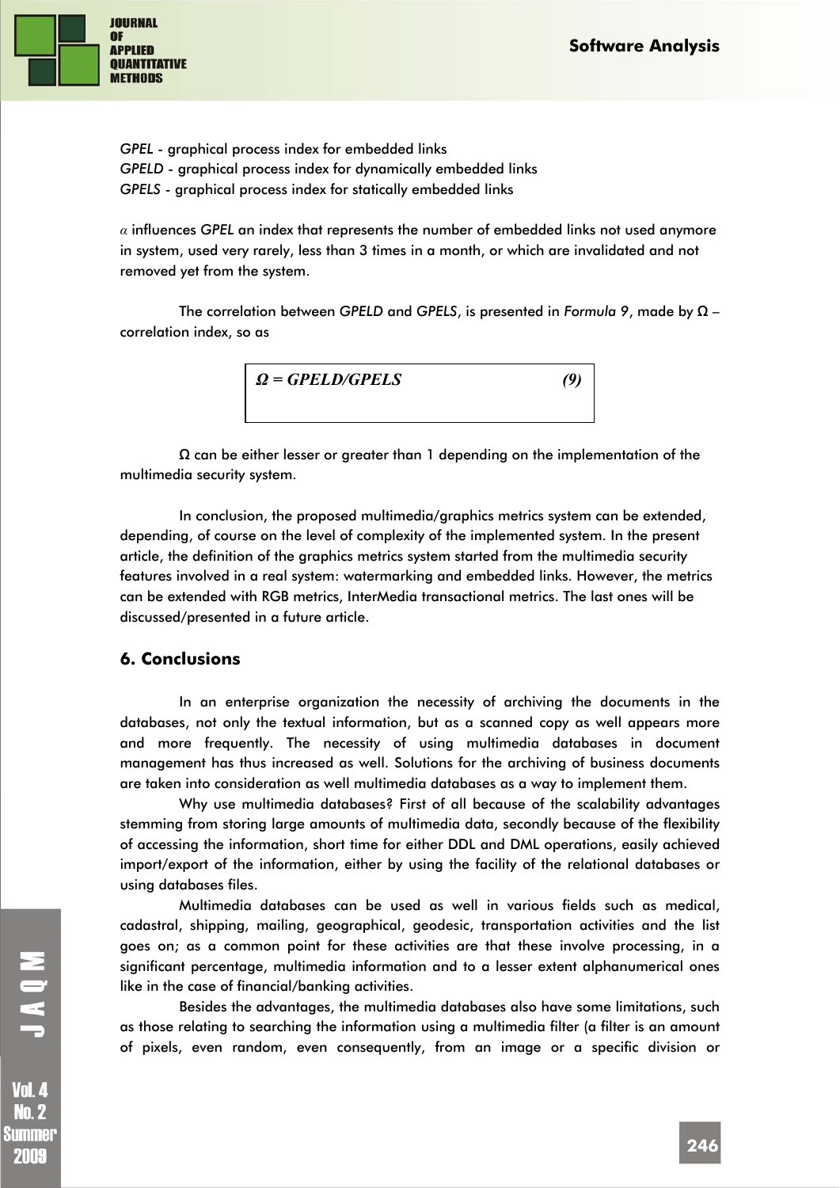*GPEL* - graphical process index for embedded links
*GPELD* - graphical process index for dynamically embedded links
*GPELS* - graphical process index for statically embedded links

$\alpha$ influences *GPEL* an index that represents the number of embedded links not used anymore in system, used very rarely, less than 3 times in a month, or which are invalidated and not removed yet from the system.

The correlation between *GPELD* and *GPELS*, is presented in *Formula 9*, made by Ω – correlation index, so as

$$\Omega = GPELD/GPELS \quad (9)$$

Ω can be either lesser or greater than 1 depending on the implementation of the multimedia security system.

In conclusion, the proposed multimedia/graphics metrics system can be extended, depending, of course on the level of complexity of the implemented system. In the present article, the definition of the graphics metrics system started from the multimedia security features involved in a real system: watermarking and embedded links. However, the metrics can be extended with RGB metrics, InterMedia transactional metrics. The last ones will be discussed/presented in a future article.

## 6. Conclusions

In an enterprise organization the necessity of archiving the documents in the databases, not only the textual information, but as a scanned copy as well appears more and more frequently. The necessity of using multimedia databases in document management has thus increased as well. Solutions for the archiving of business documents are taken into consideration as well multimedia databases as a way to implement them.

Why use multimedia databases? First of all because of the scalability advantages stemming from storing large amounts of multimedia data, secondly because of the flexibility of accessing the information, short time for either DDL and DML operations, easily achieved import/export of the information, either by using the facility of the relational databases or using databases files.

Multimedia databases can be used as well in various fields such as medical, cadastral, shipping, mailing, geographical, geodesic, transportation activities and the list goes on; as a common point for these activities are that these involve processing, in a significant percentage, multimedia information and to a lesser extent alphanumerical ones like in the case of financial/banking activities.

Besides the advantages, the multimedia databases also have some limitations, such as those relating to searching the information using a multimedia filter (a filter is an amount of pixels, even random, even consequently, from an image or a specific division or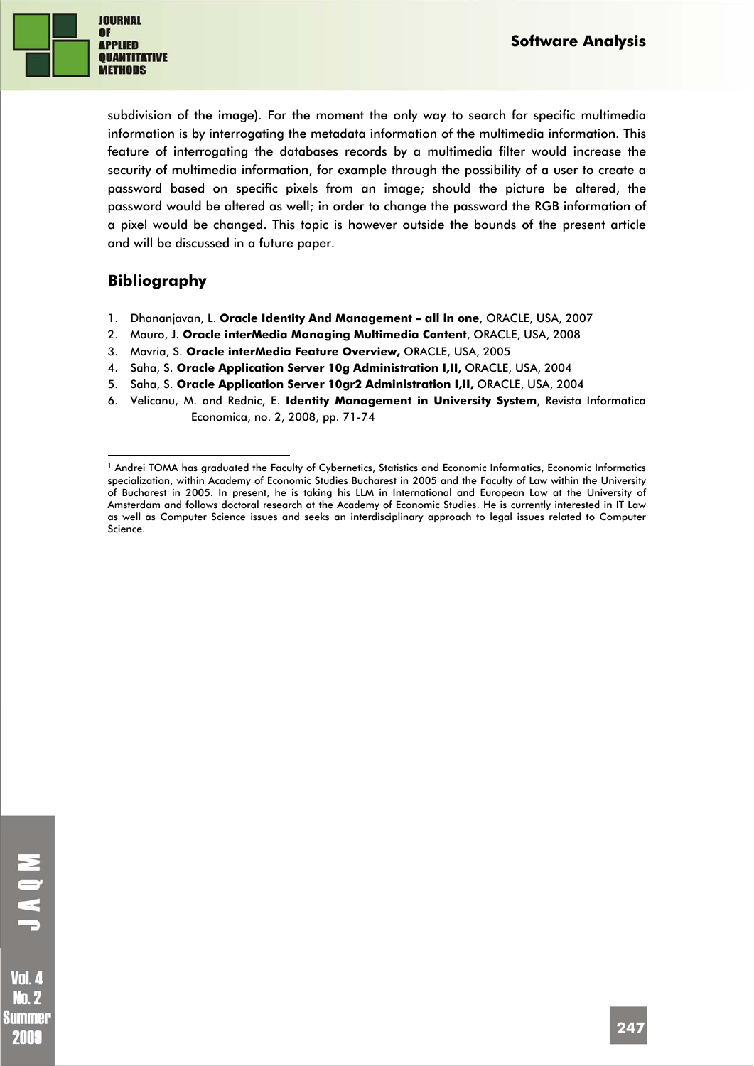subdivision of the image). For the moment the only way to search for specific multimedia information is by interrogating the metadata information of the multimedia information. This feature of interrogating the databases records by a multimedia filter would increase the security of multimedia information, for example through the possibility of a user to create a password based on specific pixels from an image; should the picture be altered, the password would be altered as well; in order to change the password the RGB information of a pixel would be changed. This topic is however outside the bounds of the present article and will be discussed in a future paper.

## Bibliography

1. Dhananjavan, L. **Oracle Identity And Management – all in one**, ORACLE, USA, 2007
2. Mauro, J. **Oracle interMedia Managing Multimedia Content**, ORACLE, USA, 2008
3. Mavria, S. **Oracle interMedia Feature Overview,** ORACLE, USA, 2005
4. Saha, S. **Oracle Application Server 10g Administration I,II,** ORACLE, USA, 2004
5. Saha, S. **Oracle Application Server 10gr2 Administration I,II,** ORACLE, USA, 2004
6. Velicanu, M. and Rednic, E. **Identity Management in University System**, Revista Informatica Economica, no. 2, 2008, pp. 71-74

---

[1] Andrei TOMA has graduated the Faculty of Cybernetics, Statistics and Economic Informatics, Economic Informatics specialization, within Academy of Economic Studies Bucharest in 2005 and the Faculty of Law within the University of Bucharest in 2005. In present, he is taking his LLM in International and European Law at the University of Amsterdam and follows doctoral research at the Academy of Economic Studies. He is currently interested in IT Law as well as Computer Science issues and seeks an interdisciplinary approach to legal issues related to Computer Science.